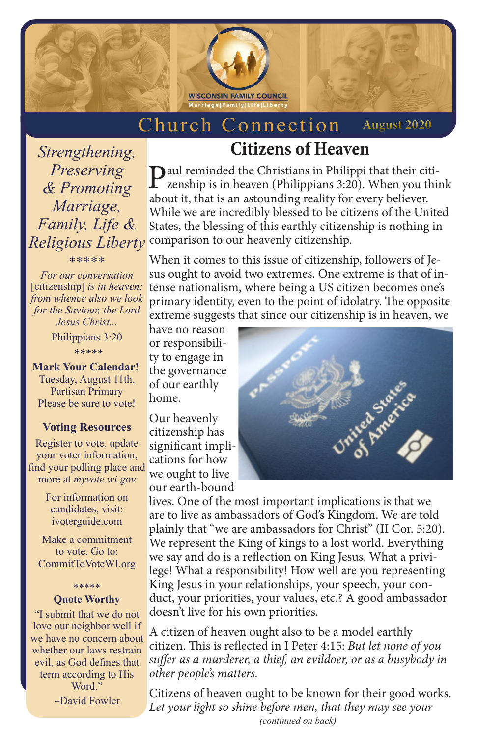WISCONSIN FAMILY COUNCIL
Marriage|Family|Life|Liberty

# Church Connection

August 2020

*Strengthening, Preserving & Promoting Marriage, Family, Life & Religious Liberty*

*****

*For our conversation* [citizenship] *is in heaven; from whence also we look for the Saviour, the Lord Jesus Christ...*

Philippians 3:20

*****

**Mark Your Calendar!**
Tuesday, August 11th, Partisan Primary
Please be sure to vote!

**Voting Resources**

Register to vote, update your voter information, find your polling place and more at *myvote.wi.gov*

For information on candidates, visit: ivoterguide.com

Make a commitment to vote. Go to: CommitToVoteWI.org

*****

**Quote Worthy**

"I submit that we do not love our neighbor well if we have no concern about whether our laws restrain evil, as God defines that term according to His Word."
~David Fowler

## Citizens of Heaven

Paul reminded the Christians in Philippi that their citizenship is in heaven (Philippians 3:20). When you think about it, that is an astounding reality for every believer. While we are incredibly blessed to be citizens of the United States, the blessing of this earthly citizenship is nothing in comparison to our heavenly citizenship.

When it comes to this issue of citizenship, followers of Jesus ought to avoid two extremes. One extreme is that of intense nationalism, where being a US citizen becomes one's primary identity, even to the point of idolatry. The opposite extreme suggests that since our citizenship is in heaven, we have no reason or responsibility to engage in the governance of our earthly home.

Our heavenly citizenship has significant implications for how we ought to live our earth-bound lives. One of the most important implications is that we are to live as ambassadors of God's Kingdom. We are told plainly that "we are ambassadors for Christ" (II Cor. 5:20). We represent the King of kings to a lost world. Everything we say and do is a reflection on King Jesus. What a privilege! What a responsibility! How well are you representing King Jesus in your relationships, your speech, your conduct, your priorities, your values, etc.? A good ambassador doesn't live for his own priorities.

A citizen of heaven ought also to be a model earthly citizen. This is reflected in I Peter 4:15: *But let none of you suffer as a murderer, a thief, an evildoer, or as a busybody in other people's matters.*

Citizens of heaven ought to be known for their good works. *Let your light so shine before men, that they may see your*

*(continued on back)*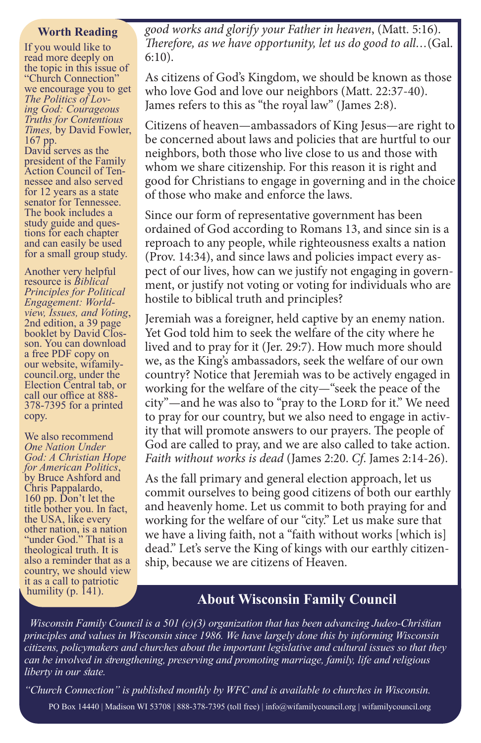*good works and glorify your Father in heaven*, (Matt. 5:16). *Therefore, as we have opportunity, let us do good to all…*(Gal. 6:10).

As citizens of God's Kingdom, we should be known as those who love God and love our neighbors (Matt. 22:37-40). James refers to this as "the royal law" (James 2:8).

Citizens of heaven—ambassadors of King Jesus—are right to be concerned about laws and policies that are hurtful to our neighbors, both those who live close to us and those with whom we share citizenship. For this reason it is right and good for Christians to engage in governing and in the choice of those who make and enforce the laws.

Since our form of representative government has been ordained of God according to Romans 13, and since sin is a reproach to any people, while righteousness exalts a nation (Prov. 14:34), and since laws and policies impact every aspect of our lives, how can we justify not engaging in government, or justify not voting or voting for individuals who are hostile to biblical truth and principles?

Jeremiah was a foreigner, held captive by an enemy nation. Yet God told him to seek the welfare of the city where he lived and to pray for it (Jer. 29:7). How much more should we, as the King's ambassadors, seek the welfare of our own country? Notice that Jeremiah was to be actively engaged in working for the welfare of the city—"seek the peace of the city"—and he was also to "pray to the Lord for it." We need to pray for our country, but we also need to engage in activity that will promote answers to our prayers. The people of God are called to pray, and we are also called to take action. *Faith without works is dead* (James 2:20. *Cf*. James 2:14-26).

As the fall primary and general election approach, let us commit ourselves to being good citizens of both our earthly and heavenly home. Let us commit to both praying for and working for the welfare of our "city." Let us make sure that we have a living faith, not a "faith without works [which is] dead." Let's serve the King of kings with our earthly citizenship, because we are citizens of Heaven.

### Worth Reading

If you would like to read more deeply on the topic in this issue of "Church Connection" we encourage you to get *The Politics of Loving God: Courageous Truths for Contentious Times,* by David Fowler, 167 pp. David serves as the president of the Family Action Council of Tennessee and also served for 12 years as a state senator for Tennessee. The book includes a study guide and questions for each chapter and can easily be used for a small group study.

Another very helpful resource is *Biblical Principles for Political Engagement: Worldview, Issues, and Voting*, 2nd edition, a 39 page booklet by David Closson. You can download a free PDF copy on our website, wifamilycouncil.org, under the Election Central tab, or call our office at 888-378-7395 for a printed copy.

We also recommend *One Nation Under God: A Christian Hope for American Politics*, by Bruce Ashford and Chris Pappalardo, 160 pp. Don't let the title bother you. In fact, the USA, like every other nation, is a nation "under God." That is a theological truth. It is also a reminder that as a country, we should view it as a call to patriotic humility (p. 141).

## About Wisconsin Family Council

*Wisconsin Family Council is a 501 (c)(3) organization that has been advancing Judeo-Christian principles and values in Wisconsin since 1986. We have largely done this by informing Wisconsin citizens, policymakers and churches about the important legislative and cultural issues so that they can be involved in strengthening, preserving and promoting marriage, family, life and religious liberty in our state.*

*"Church Connection" is published monthly by WFC and is available to churches in Wisconsin.*

PO Box 14440 | Madison WI 53708 | 888-378-7395 (toll free) | info@wifamilycouncil.org | wifamilycouncil.org